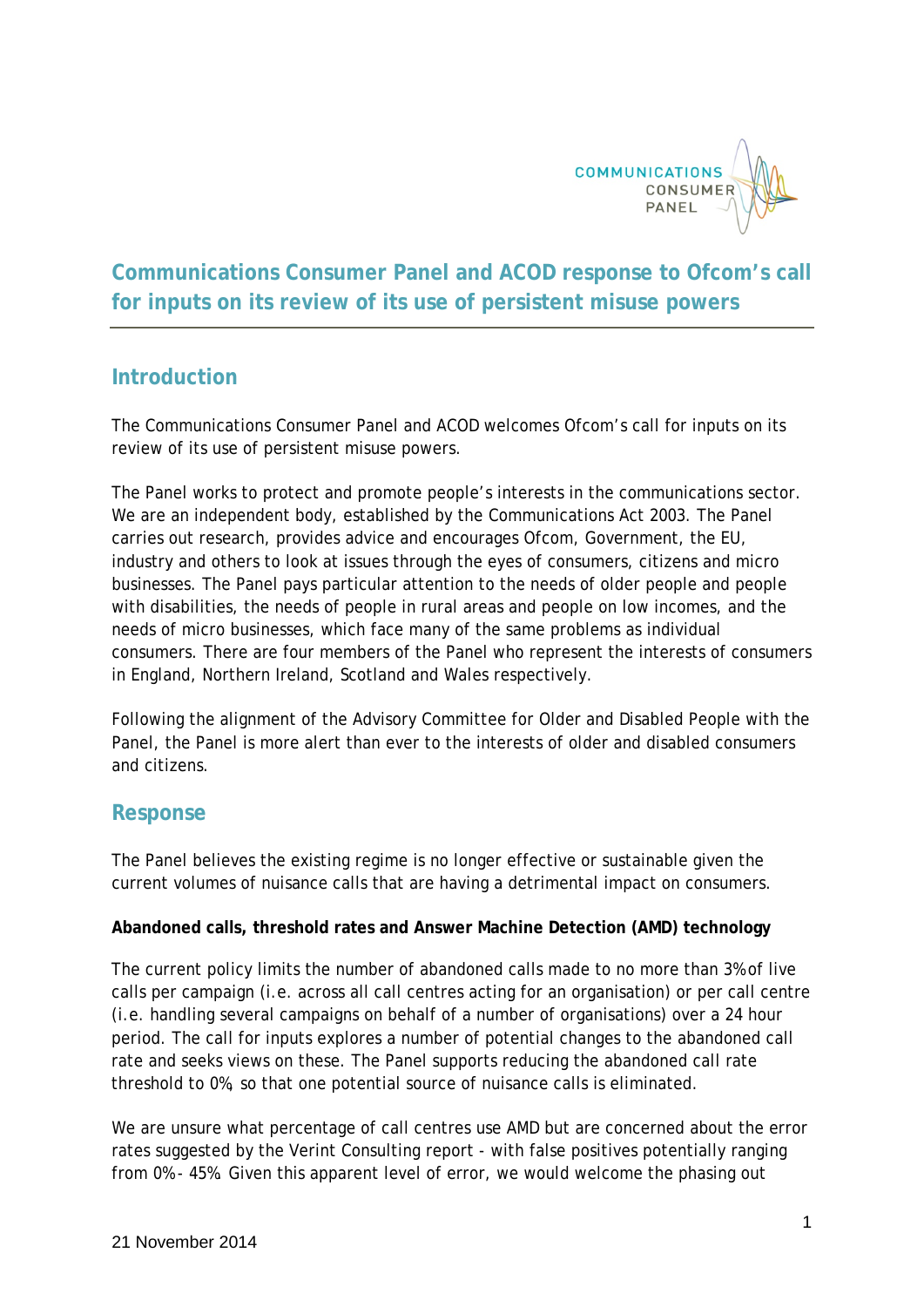# Communications Consumer Panel and ACOD response to Ofcom's call for inputs on its review of its use of persistent misuse powers

## Introduction

The Communications Consumer Panel and ACOD welcomes Ofcom's call for inputs on its review of its use of persistent misuse powers.

The Panel works to protect and promote people's interests in the communications sector. We are an independent body, established by the Communications Act 2003. The Panel carries out research, provides advice and encourages Ofcom, Government, the EU, industry and others to look at issues through the eyes of consumers, citizens and micro businesses. The Panel pays particular attention to the needs of older people and people with disabilities, the needs of people in rural areas and people on low incomes, and the needs of micro businesses, which face many of the same problems as individual consumers. There are four members of the Panel who represent the interests of consumers in England, Northern Ireland, Scotland and Wales respectively.

Following the alignment of the Advisory Committee for Older and Disabled People with the Panel, the Panel is more alert than ever to the interests of older and disabled consumers and citizens.

## Response

The Panel believes the existing regime is no longer effective or sustainable given the current volumes of nuisance calls that are having a detrimental impact on consumers.

**Abandoned calls, threshold rates and Answer Machine Detection (AMD) technology**

The current policy limits the number of abandoned calls made to no more than 3% of live calls per campaign (i.e. across all call centres acting for an organisation) or per call centre (i.e. handling several campaigns on behalf of a number of organisations) over a 24 hour period. The call for inputs explores a number of potential changes to the abandoned call rate and seeks views on these. The Panel supports reducing the abandoned call rate threshold to 0%, so that one potential source of nuisance calls is eliminated.

We are unsure what percentage of call centres use AMD but are concerned about the error rates suggested by the Verint Consulting report - with false positives potentially ranging from 0% - 45%. Given this apparent level of error, we would welcome the phasing out

21 November 2014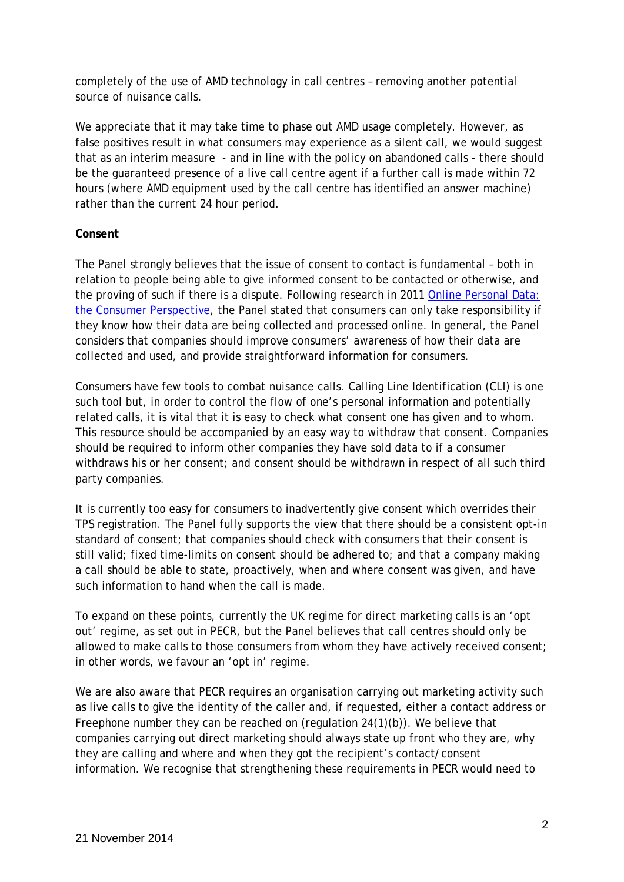completely of the use of AMD technology in call centres – removing another potential source of nuisance calls.

We appreciate that it may take time to phase out AMD usage completely. However, as false positives result in what consumers may experience as a silent call, we would suggest that as an interim measure - and in line with the policy on abandoned calls - there should be the guaranteed presence of a live call centre agent if a further call is made within 72 hours (where AMD equipment used by the call centre has identified an answer machine) rather than the current 24 hour period.

**Consent**

The Panel strongly believes that the issue of consent to contact is fundamental – both in relation to people being able to give informed consent to be contacted or otherwise, and the proving of such if there is a dispute. Following research in 2011 [Online Personal Data: the Consumer Perspective](), the Panel stated that consumers can only take responsibility if they know how their data are being collected and processed online. In general, the Panel considers that companies should improve consumers' awareness of how their data are collected and used, and provide straightforward information for consumers.

Consumers have few tools to combat nuisance calls. Calling Line Identification (CLI) is one such tool but, in order to control the flow of one's personal information and potentially related calls, it is vital that it is easy to check what consent one has given and to whom. This resource should be accompanied by an easy way to withdraw that consent. Companies should be required to inform other companies they have sold data to if a consumer withdraws his or her consent; and consent should be withdrawn in respect of all such third party companies.

It is currently too easy for consumers to inadvertently give consent which overrides their TPS registration. The Panel fully supports the view that there should be a consistent opt-in standard of consent; that companies should check with consumers that their consent is still valid; fixed time-limits on consent should be adhered to; and that a company making a call should be able to state, proactively, when and where consent was given, and have such information to hand when the call is made.

To expand on these points, currently the UK regime for direct marketing calls is an 'opt out' regime, as set out in PECR, but the Panel believes that call centres should only be allowed to make calls to those consumers from whom they have actively received consent; in other words, we favour an 'opt in' regime.

We are also aware that PECR requires an organisation carrying out marketing activity such as live calls to give the identity of the caller and, if requested, either a contact address or Freephone number they can be reached on (regulation 24(1)(b)). We believe that companies carrying out direct marketing should always state up front who they are, why they are calling and where and when they got the recipient's contact/consent information. We recognise that strengthening these requirements in PECR would need to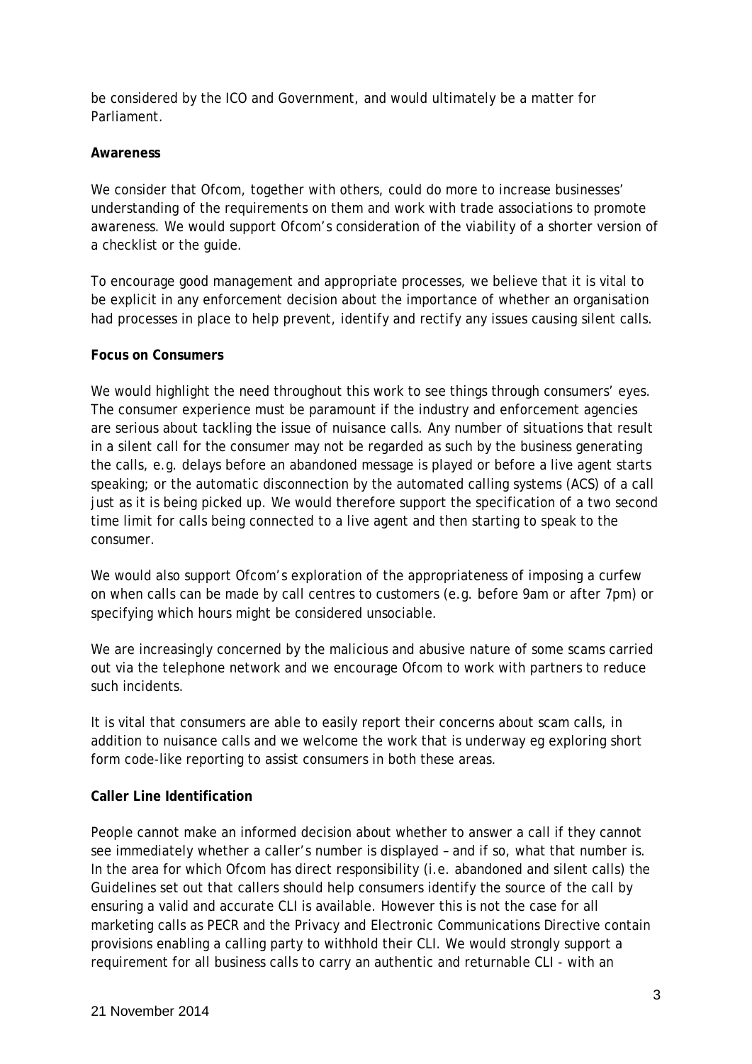be considered by the ICO and Government, and would ultimately be a matter for Parliament.

**Awareness**

We consider that Ofcom, together with others, could do more to increase businesses' understanding of the requirements on them and work with trade associations to promote awareness. We would support Ofcom's consideration of the viability of a shorter version of a checklist or the guide.

To encourage good management and appropriate processes, we believe that it is vital to be explicit in any enforcement decision about the importance of whether an organisation had processes in place to help prevent, identify and rectify any issues causing silent calls.

**Focus on Consumers**

We would highlight the need throughout this work to see things through consumers' eyes. The consumer experience must be paramount if the industry and enforcement agencies are serious about tackling the issue of nuisance calls. Any number of situations that result in a silent call for the consumer may not be regarded as such by the business generating the calls, e.g. delays before an abandoned message is played or before a live agent starts speaking; or the automatic disconnection by the automated calling systems (ACS) of a call just as it is being picked up. We would therefore support the specification of a two second time limit for calls being connected to a live agent and then starting to speak to the consumer.

We would also support Ofcom's exploration of the appropriateness of imposing a curfew on when calls can be made by call centres to customers (e.g. before 9am or after 7pm) or specifying which hours might be considered unsociable.

We are increasingly concerned by the malicious and abusive nature of some scams carried out via the telephone network and we encourage Ofcom to work with partners to reduce such incidents.

It is vital that consumers are able to easily report their concerns about scam calls, in addition to nuisance calls and we welcome the work that is underway eg exploring short form code-like reporting to assist consumers in both these areas.

**Caller Line Identification**

People cannot make an informed decision about whether to answer a call if they cannot see immediately whether a caller's number is displayed – and if so, what that number is. In the area for which Ofcom has direct responsibility (i.e. abandoned and silent calls) the Guidelines set out that callers should help consumers identify the source of the call by ensuring a valid and accurate CLI is available. However this is not the case for all marketing calls as PECR and the Privacy and Electronic Communications Directive contain provisions enabling a calling party to withhold their CLI. We would strongly support a requirement for all business calls to carry an authentic and returnable CLI - with an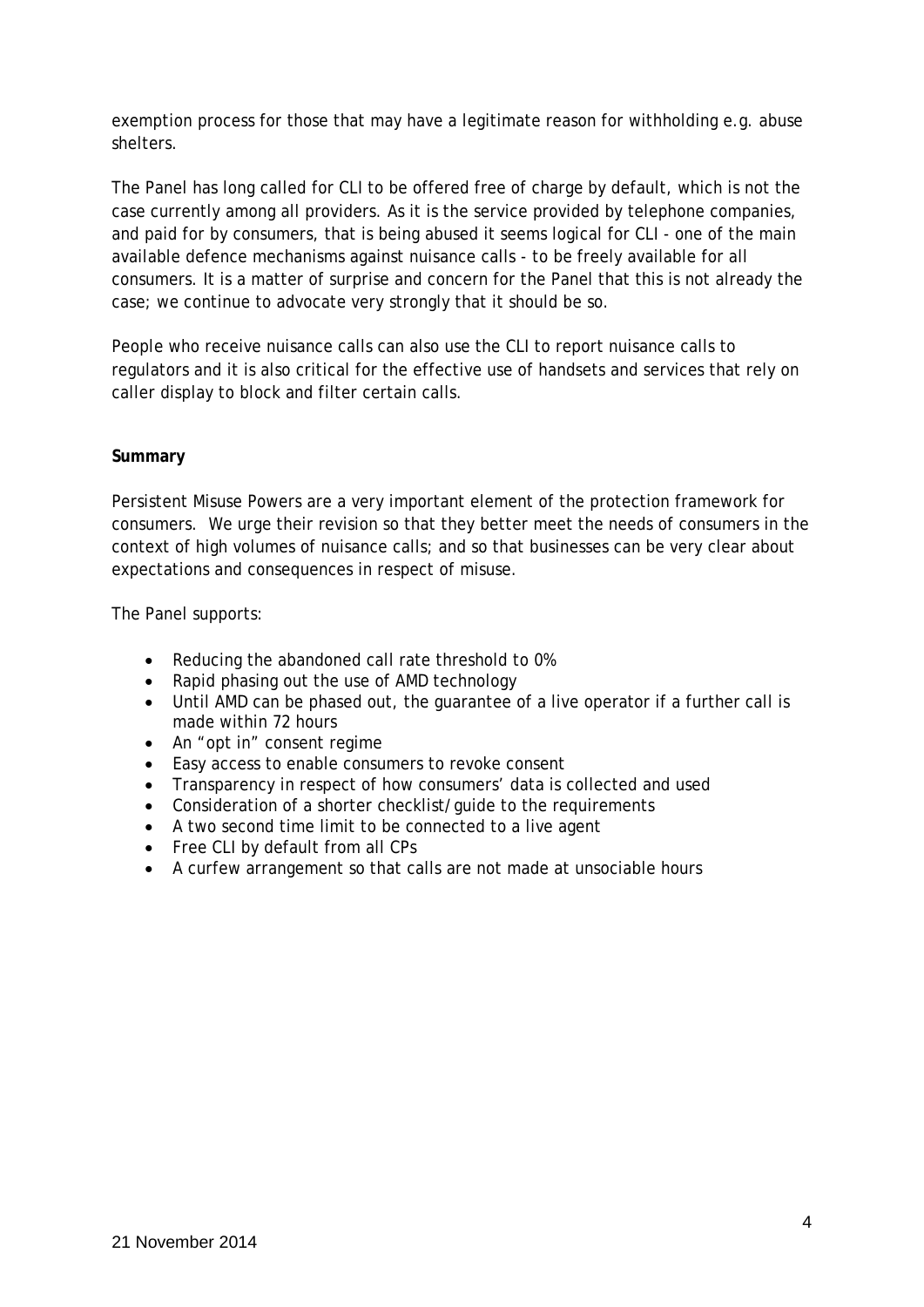exemption process for those that may have a legitimate reason for withholding e.g. abuse shelters.

The Panel has long called for CLI to be offered free of charge by default, which is not the case currently among all providers. As it is the service provided by telephone companies, and paid for by consumers, that is being abused it seems logical for CLI - one of the main available defence mechanisms against nuisance calls - to be freely available for all consumers. It is a matter of surprise and concern for the Panel that this is not already the case; we continue to advocate very strongly that it should be so.

People who receive nuisance calls can also use the CLI to report nuisance calls to regulators and it is also critical for the effective use of handsets and services that rely on caller display to block and filter certain calls.

**Summary**

Persistent Misuse Powers are a very important element of the protection framework for consumers. We urge their revision so that they better meet the needs of consumers in the context of high volumes of nuisance calls; and so that businesses can be very clear about expectations and consequences in respect of misuse.

The Panel supports:

- Reducing the abandoned call rate threshold to 0%
- Rapid phasing out the use of AMD technology
- Until AMD can be phased out, the guarantee of a live operator if a further call is made within 72 hours
- An “opt in” consent regime
- Easy access to enable consumers to revoke consent
- Transparency in respect of how consumers’ data is collected and used
- Consideration of a shorter checklist/guide to the requirements
- A two second time limit to be connected to a live agent
- Free CLI by default from all CPs
- A curfew arrangement so that calls are not made at unsociable hours

21 November 2014